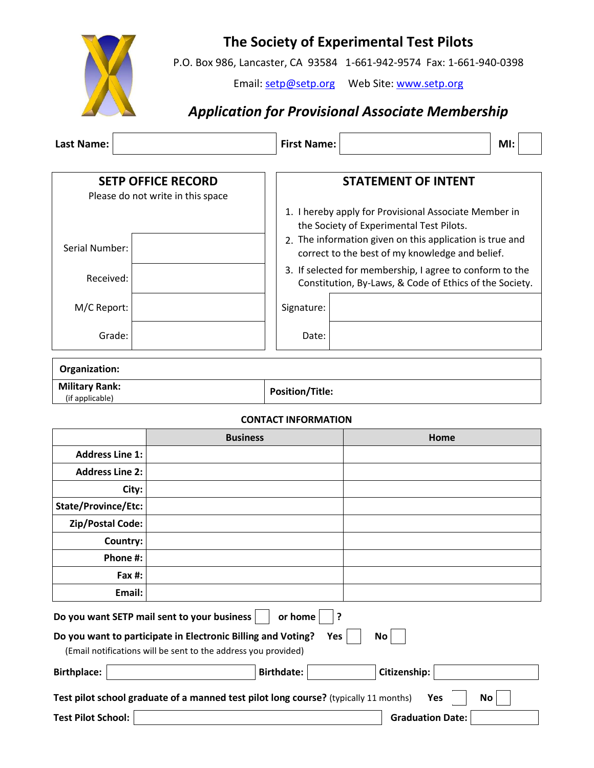# The Society of Experimental Test Pilots

P.O. Box 986, Lancaster, CA 93584 1-661-942-9574 Fax: 1-661-940-0398

Email: setp@setp.org Web Site: www.setp.org

## *Application for Provisional Associate Membership*

**Last Name:** ____________ **First Name:** ____________ **MI:** ____

| SETP OFFICE RECORD<br>Please do not write in this space | |
|---|---|
| Serial Number: | |
| Received: | |
| M/C Report: | |
| Grade: | |

**STATEMENT OF INTENT**

1. I hereby apply for Provisional Associate Member in the Society of Experimental Test Pilots.
2. The information given on this application is true and correct to the best of my knowledge and belief.
3. If selected for membership, I agree to conform to the Constitution, By-Laws, & Code of Ethics of the Society.

| | |
|---|---|
| Signature: | |
| Date: | |

| **Organization:** | |
|---|---|
| **Military Rank:** (if applicable) | **Position/Title:** |

**CONTACT INFORMATION**

| | Business | Home |
|---|---|---|
| **Address Line 1:** | | |
| **Address Line 2:** | | |
| **City:** | | |
| **State/Province/Etc:** | | |
| **Zip/Postal Code:** | | |
| **Country:** | | |
| **Phone #:** | | |
| **Fax #:** | | |
| **Email:** | | |

**Do you want SETP mail sent to your business** ☐ **or home** ☐ **?**

**Do you want to participate in Electronic Billing and Voting?** **Yes** ☐ **No** ☐
(Email notifications will be sent to the address you provided)

**Birthplace:** ____________ **Birthdate:** ____________ **Citizenship:** ____________

**Test pilot school graduate of a manned test pilot long course?** (typically 11 months) **Yes** ☐ **No** ☐

**Test Pilot School:** ____________ **Graduation Date:** ____________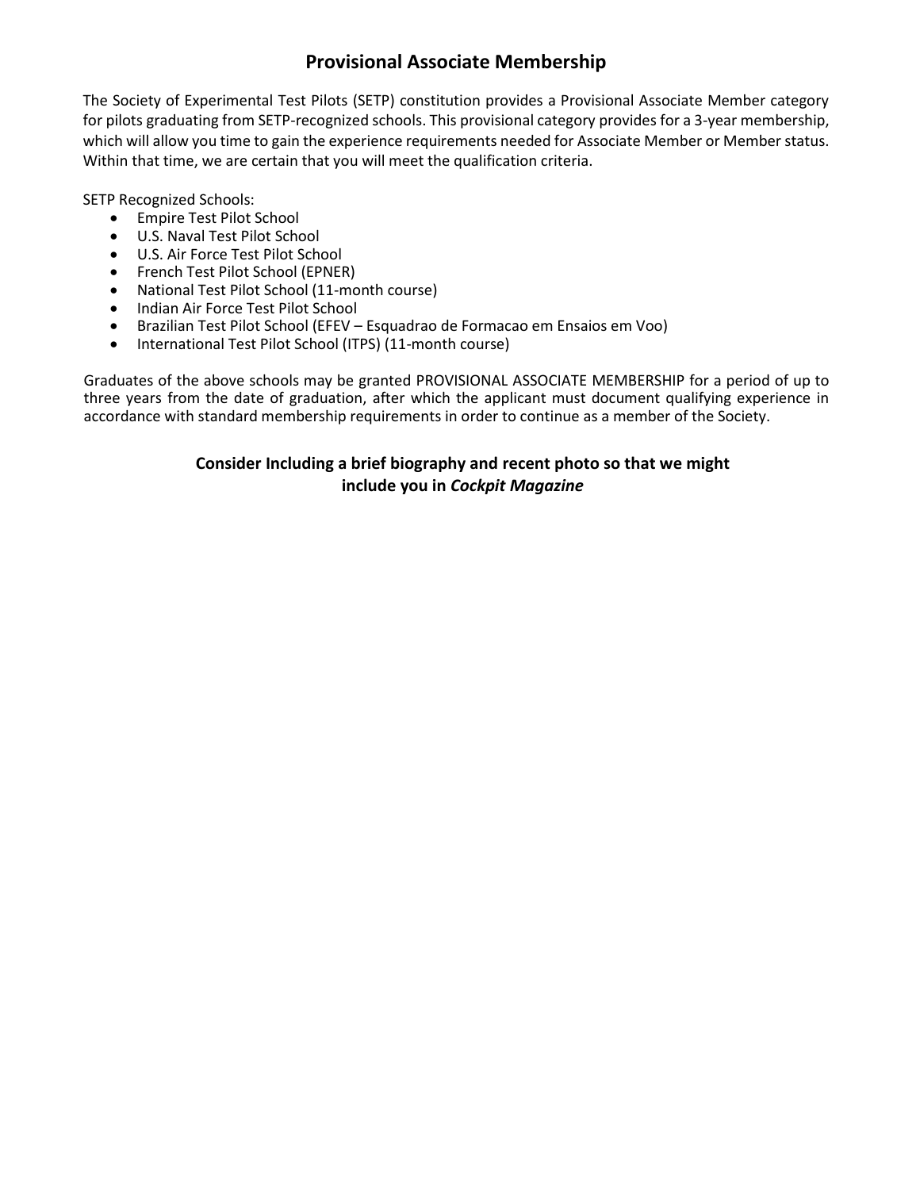# Provisional Associate Membership

The Society of Experimental Test Pilots (SETP) constitution provides a Provisional Associate Member category for pilots graduating from SETP-recognized schools. This provisional category provides for a 3-year membership, which will allow you time to gain the experience requirements needed for Associate Member or Member status. Within that time, we are certain that you will meet the qualification criteria.

SETP Recognized Schools:

- Empire Test Pilot School
- U.S. Naval Test Pilot School
- U.S. Air Force Test Pilot School
- French Test Pilot School (EPNER)
- National Test Pilot School (11-month course)
- Indian Air Force Test Pilot School
- Brazilian Test Pilot School (EFEV – Esquadrao de Formacao em Ensaios em Voo)
- International Test Pilot School (ITPS) (11-month course)

Graduates of the above schools may be granted PROVISIONAL ASSOCIATE MEMBERSHIP for a period of up to three years from the date of graduation, after which the applicant must document qualifying experience in accordance with standard membership requirements in order to continue as a member of the Society.

**Consider Including a brief biography and recent photo so that we might include you in *Cockpit Magazine***